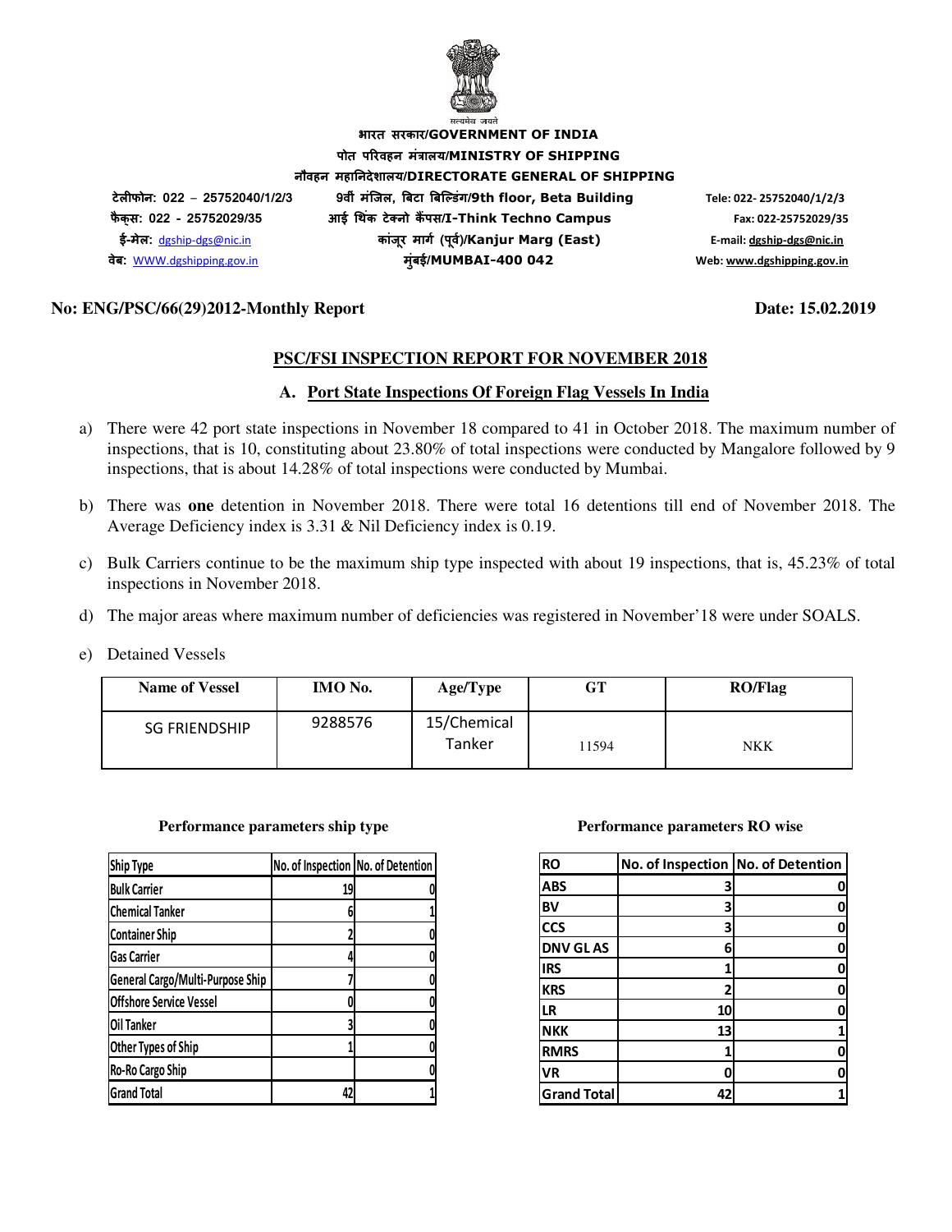सत्यमेव जयते

भारत सरकार/GOVERNMENT OF INDIA
पोत परिवहन मंत्रालय/MINISTRY OF SHIPPING
नौवहन महानिदेशालय/DIRECTORATE GENERAL OF SHIPPING

टेलीफोन: 022 – 25752040/1/2/3
फैक्स: 022 - 25752029/35
ई-मेल: dgship-dgs@nic.in
वेब: WWW.dgshipping.gov.in

9वीं मंजिल, बिटा बिल्डिंग/9th floor, Beta Building
आई थिंक टेक्नो कैंपस/I-Think Techno Campus
कांजूर मार्ग (पूर्व)/Kanjur Marg (East)
मुंबई/MUMBAI-400 042

Tele: 022- 25752040/1/2/3
Fax: 022-25752029/35
E-mail: dgship-dgs@nic.in
Web: www.dgshipping.gov.in

**No: ENG/PSC/66(29)2012-Monthly Report** **Date: 15.02.2019**

## PSC/FSI INSPECTION REPORT FOR NOVEMBER 2018

### A. Port State Inspections Of Foreign Flag Vessels In India

a) There were 42 port state inspections in November 18 compared to 41 in October 2018. The maximum number of inspections, that is 10, constituting about 23.80% of total inspections were conducted by Mangalore followed by 9 inspections, that is about 14.28% of total inspections were conducted by Mumbai.

b) There was **one** detention in November 2018. There were total 16 detentions till end of November 2018. The Average Deficiency index is 3.31 & Nil Deficiency index is 0.19.

c) Bulk Carriers continue to be the maximum ship type inspected with about 19 inspections, that is, 45.23% of total inspections in November 2018.

d) The major areas where maximum number of deficiencies was registered in November'18 were under SOALS.

e) Detained Vessels

| Name of Vessel | IMO No. | Age/Type | GT | RO/Flag |
|---|---|---|---|---|
| SG FRIENDSHIP | 9288576 | 15/Chemical Tanker | 11594 | NKK |

**Performance parameters ship type**

| Ship Type | No. of Inspection | No. of Detention |
|---|---|---|
| Bulk Carrier | 19 | 0 |
| Chemical Tanker | 6 | 1 |
| Container Ship | 2 | 0 |
| Gas Carrier | 4 | 0 |
| General Cargo/Multi-Purpose Ship | 7 | 0 |
| Offshore Service Vessel | 0 | 0 |
| Oil Tanker | 3 | 0 |
| Other Types of Ship | 1 | 0 |
| Ro-Ro Cargo Ship | | 0 |
| Grand Total | 42 | 1 |

**Performance parameters RO wise**

| RO | No. of Inspection | No. of Detention |
|---|---|---|
| ABS | 3 | 0 |
| BV | 3 | 0 |
| CCS | 3 | 0 |
| DNV GL AS | 6 | 0 |
| IRS | 1 | 0 |
| KRS | 2 | 0 |
| LR | 10 | 0 |
| NKK | 13 | 1 |
| RMRS | 1 | 0 |
| VR | 0 | 0 |
| Grand Total | 42 | 1 |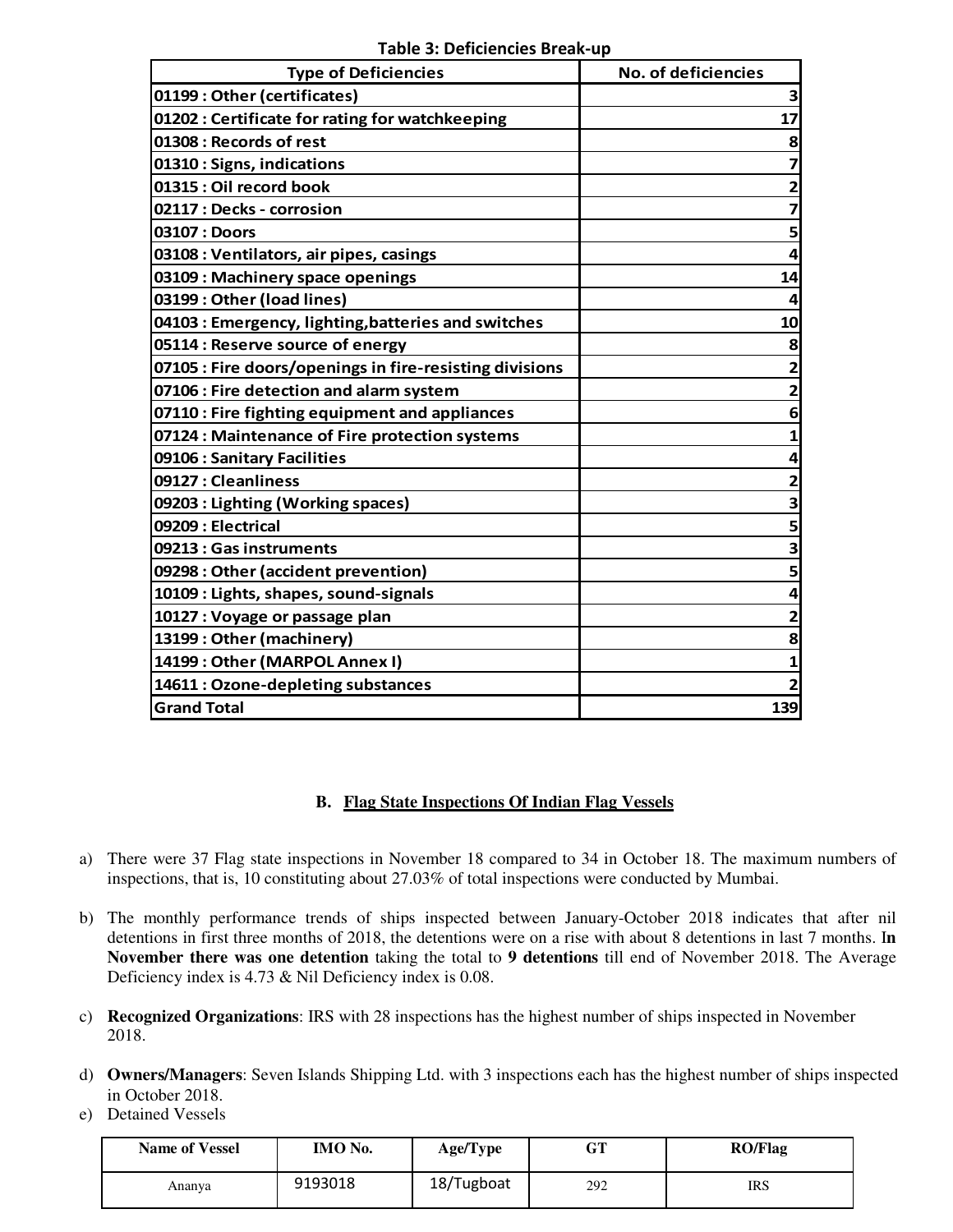**Table 3: Deficiencies Break-up**

| Type of Deficiencies | No. of deficiencies |
|---|---|
| 01199 : Other (certificates) | 3 |
| 01202 : Certificate for rating for watchkeeping | 17 |
| 01308 : Records of rest | 8 |
| 01310 : Signs, indications | 7 |
| 01315 : Oil record book | 2 |
| 02117 : Decks - corrosion | 7 |
| 03107 : Doors | 5 |
| 03108 : Ventilators, air pipes, casings | 4 |
| 03109 : Machinery space openings | 14 |
| 03199 : Other (load lines) | 4 |
| 04103 : Emergency, lighting,batteries and switches | 10 |
| 05114 : Reserve source of energy | 8 |
| 07105 : Fire doors/openings in fire-resisting divisions | 2 |
| 07106 : Fire detection and alarm system | 2 |
| 07110 : Fire fighting equipment and appliances | 6 |
| 07124 : Maintenance of Fire protection systems | 1 |
| 09106 : Sanitary Facilities | 4 |
| 09127 : Cleanliness | 2 |
| 09203 : Lighting (Working spaces) | 3 |
| 09209 : Electrical | 5 |
| 09213 : Gas instruments | 3 |
| 09298 : Other (accident prevention) | 5 |
| 10109 : Lights, shapes, sound-signals | 4 |
| 10127 : Voyage or passage plan | 2 |
| 13199 : Other (machinery) | 8 |
| 14199 : Other (MARPOL Annex I) | 1 |
| 14611 : Ozone-depleting substances | 2 |
| **Grand Total** | **139** |

## B. Flag State Inspections Of Indian Flag Vessels

a) There were 37 Flag state inspections in November 18 compared to 34 in October 18. The maximum numbers of inspections, that is, 10 constituting about 27.03% of total inspections were conducted by Mumbai.

b) The monthly performance trends of ships inspected between January-October 2018 indicates that after nil detentions in first three months of 2018, the detentions were on a rise with about 8 detentions in last 7 months. **In November there was one detention** taking the total to **9 detentions** till end of November 2018. The Average Deficiency index is 4.73 & Nil Deficiency index is 0.08.

c) **Recognized Organizations**: IRS with 28 inspections has the highest number of ships inspected in November 2018.

d) **Owners/Managers**: Seven Islands Shipping Ltd. with 3 inspections each has the highest number of ships inspected in October 2018.

e) Detained Vessels

| Name of Vessel | IMO No. | Age/Type | GT | RO/Flag |
|---|---|---|---|---|
| Ananya | 9193018 | 18/Tugboat | 292 | IRS |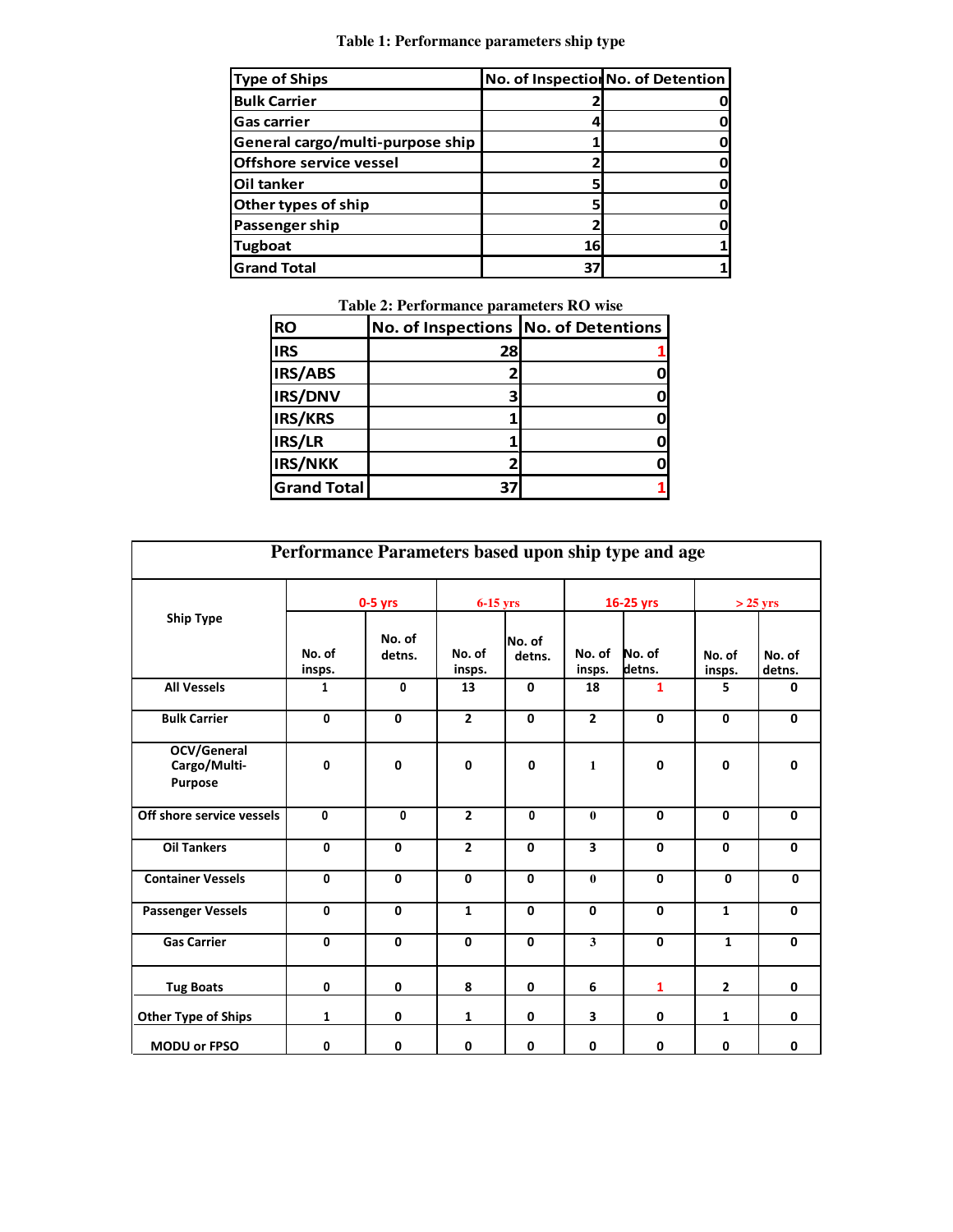**Table 1: Performance parameters ship type**

| Type of Ships | No. of Inspection | No. of Detention |
|---|---|---|
| Bulk Carrier | 2 | 0 |
| Gas carrier | 4 | 0 |
| General cargo/multi-purpose ship | 1 | 0 |
| Offshore service vessel | 2 | 0 |
| Oil tanker | 5 | 0 |
| Other types of ship | 5 | 0 |
| Passenger ship | 2 | 0 |
| Tugboat | 16 | 1 |
| Grand Total | 37 | 1 |

**Table 2: Performance parameters RO wise**

| RO | No. of Inspections | No. of Detentions |
|---|---|---|
| IRS | 28 | 1 |
| IRS/ABS | 2 | 0 |
| IRS/DNV | 3 | 0 |
| IRS/KRS | 1 | 0 |
| IRS/LR | 1 | 0 |
| IRS/NKK | 2 | 0 |
| Grand Total | 37 | 1 |

**Performance Parameters based upon ship type and age**

| Ship Type | 0-5 yrs | | 6-15 yrs | | 16-25 yrs | | > 25 yrs | |
|---|---|---|---|---|---|---|---|---|
| | No. of insps. | No. of detns. | No. of insps. | No. of detns. | No. of insps. | No. of detns. | No. of insps. | No. of detns. |
| All Vessels | 1 | 0 | 13 | 0 | 18 | 1 | 5 | 0 |
| Bulk Carrier | 0 | 0 | 2 | 0 | 2 | 0 | 0 | 0 |
| OCV/General Cargo/Multi-Purpose | 0 | 0 | 0 | 0 | 1 | 0 | 0 | 0 |
| Off shore service vessels | 0 | 0 | 2 | 0 | 0 | 0 | 0 | 0 |
| Oil Tankers | 0 | 0 | 2 | 0 | 3 | 0 | 0 | 0 |
| Container Vessels | 0 | 0 | 0 | 0 | 0 | 0 | 0 | 0 |
| Passenger Vessels | 0 | 0 | 1 | 0 | 0 | 0 | 1 | 0 |
| Gas Carrier | 0 | 0 | 0 | 0 | 3 | 0 | 1 | 0 |
| Tug Boats | 0 | 0 | 8 | 0 | 6 | 1 | 2 | 0 |
| Other Type of Ships | 1 | 0 | 1 | 0 | 3 | 0 | 1 | 0 |
| MODU or FPSO | 0 | 0 | 0 | 0 | 0 | 0 | 0 | 0 |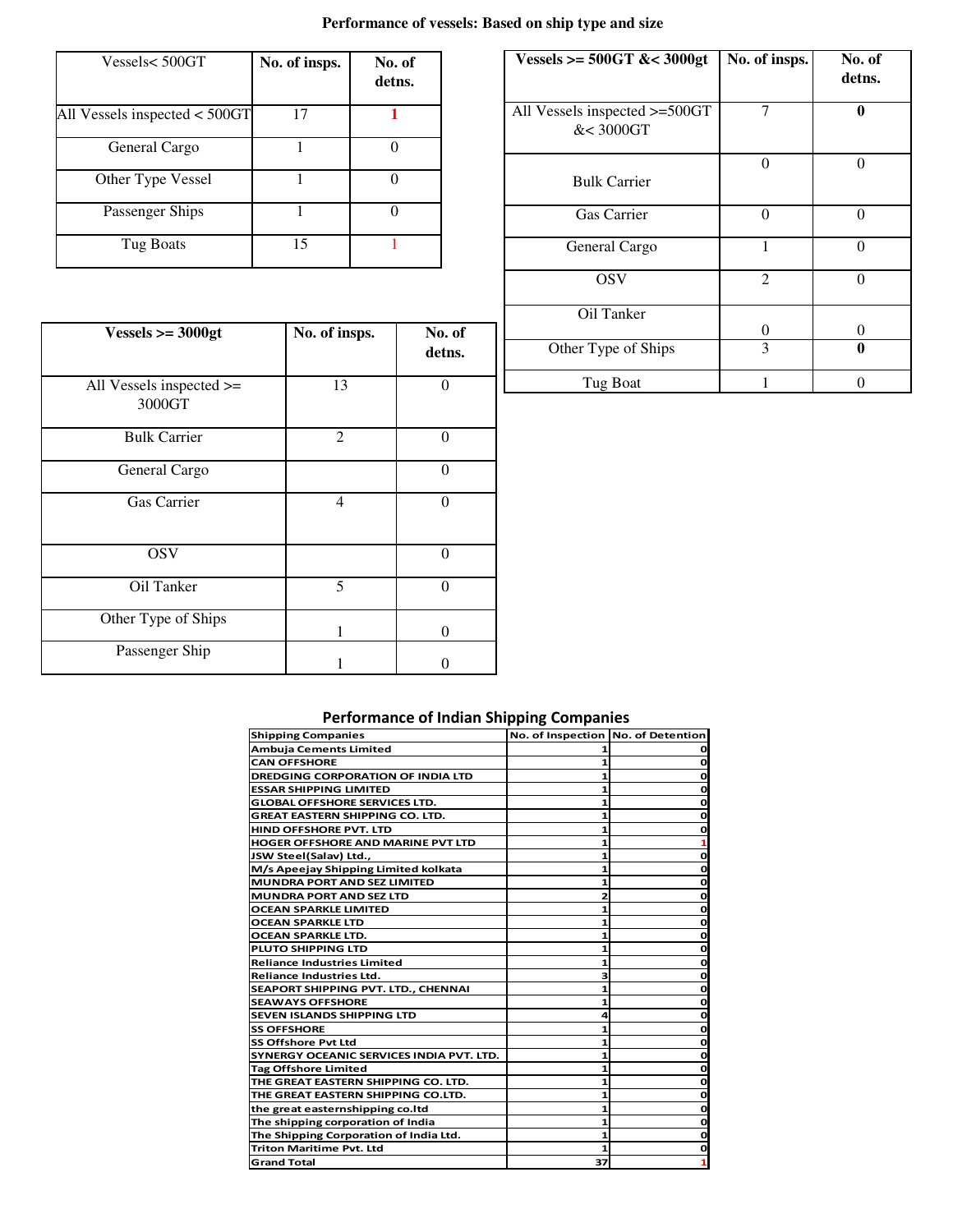# Performance of vessels: Based on ship type and size

| Vessels< 500GT | No. of insps. | No. of detns. |
|---|---|---|
| All Vessels inspected < 500GT | 17 | 1 |
| General Cargo | 1 | 0 |
| Other Type Vessel | 1 | 0 |
| Passenger Ships | 1 | 0 |
| Tug Boats | 15 | 1 |

| Vessels >= 500GT &< 3000gt | No. of insps. | No. of detns. |
|---|---|---|
| All Vessels inspected >=500GT &< 3000GT | 7 | **0** |
| Bulk Carrier | 0 | 0 |
| Gas Carrier | 0 | 0 |
| General Cargo | 1 | 0 |
| OSV | 2 | 0 |
| Oil Tanker | 0 | 0 |
| Other Type of Ships | 3 | **0** |
| Tug Boat | 1 | 0 |

| Vessels >= 3000gt | No. of insps. | No. of detns. |
|---|---|---|
| All Vessels inspected >= 3000GT | 13 | 0 |
| Bulk Carrier | 2 | 0 |
| General Cargo | | 0 |
| Gas Carrier | 4 | 0 |
| OSV | | 0 |
| Oil Tanker | 5 | 0 |
| Other Type of Ships | 1 | 0 |
| Passenger Ship | 1 | 0 |

## Performance of Indian Shipping Companies

| Shipping Companies | No. of Inspection | No. of Detention |
|---|---|---|
| Ambuja Cements Limited | 1 | 0 |
| CAN OFFSHORE | 1 | 0 |
| DREDGING CORPORATION OF INDIA LTD | 1 | 0 |
| ESSAR SHIPPING LIMITED | 1 | 0 |
| GLOBAL OFFSHORE SERVICES LTD. | 1 | 0 |
| GREAT EASTERN SHIPPING CO. LTD. | 1 | 0 |
| HIND OFFSHORE PVT. LTD | 1 | 0 |
| HOGER OFFSHORE AND MARINE PVT LTD | 1 | 1 |
| JSW Steel(Salav) Ltd., | 1 | 0 |
| M/s Apeejay Shipping Limited kolkata | 1 | 0 |
| MUNDRA PORT AND SEZ LIMITED | 1 | 0 |
| MUNDRA PORT AND SEZ LTD | 2 | 0 |
| OCEAN SPARKLE LIMITED | 1 | 0 |
| OCEAN SPARKLE LTD | 1 | 0 |
| OCEAN SPARKLE LTD. | 1 | 0 |
| PLUTO SHIPPING LTD | 1 | 0 |
| Reliance Industries Limited | 1 | 0 |
| Reliance Industries Ltd. | 3 | 0 |
| SEAPORT SHIPPING PVT. LTD., CHENNAI | 1 | 0 |
| SEAWAYS OFFSHORE | 1 | 0 |
| SEVEN ISLANDS SHIPPING LTD | 4 | 0 |
| SS OFFSHORE | 1 | 0 |
| SS Offshore Pvt Ltd | 1 | 0 |
| SYNERGY OCEANIC SERVICES INDIA PVT. LTD. | 1 | 0 |
| Tag Offshore Limited | 1 | 0 |
| THE GREAT EASTERN SHIPPING CO. LTD. | 1 | 0 |
| THE GREAT EASTERN SHIPPING CO.LTD. | 1 | 0 |
| the great easternshipping co.ltd | 1 | 0 |
| The shipping corporation of India | 1 | 0 |
| The Shipping Corporation of India Ltd. | 1 | 0 |
| Triton Maritime Pvt. Ltd | 1 | 0 |
| Grand Total | 37 | 1 |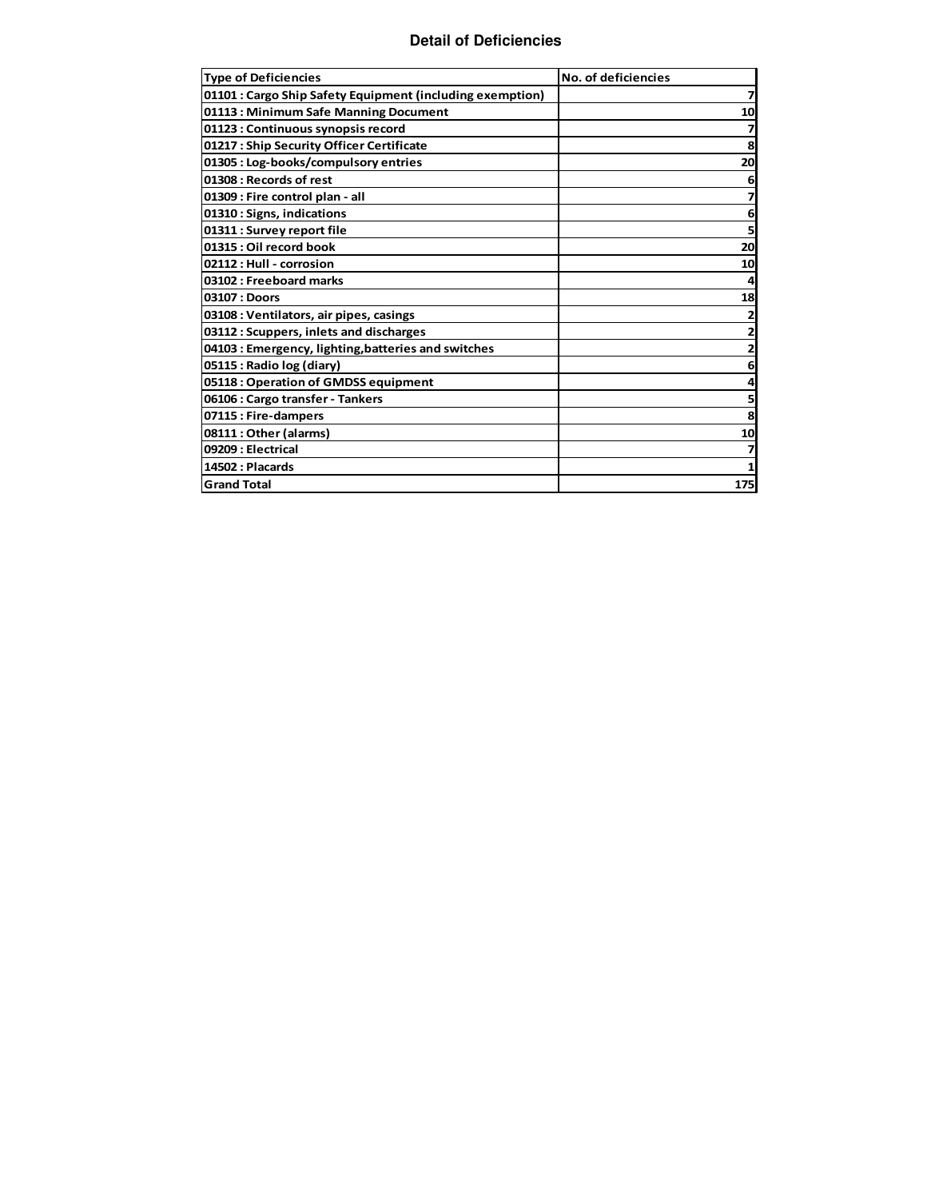# Detail of Deficiencies

| Type of Deficiencies | No. of deficiencies |
| --- | --- |
| 01101 : Cargo Ship Safety Equipment (including exemption) | 7 |
| 01113 : Minimum Safe Manning Document | 10 |
| 01123 : Continuous synopsis record | 7 |
| 01217 : Ship Security Officer Certificate | 8 |
| 01305 : Log-books/compulsory entries | 20 |
| 01308 : Records of rest | 6 |
| 01309 : Fire control plan - all | 7 |
| 01310 : Signs, indications | 6 |
| 01311 : Survey report file | 5 |
| 01315 : Oil record book | 20 |
| 02112 : Hull - corrosion | 10 |
| 03102 : Freeboard marks | 4 |
| 03107 : Doors | 18 |
| 03108 : Ventilators, air pipes, casings | 2 |
| 03112 : Scuppers, inlets and discharges | 2 |
| 04103 : Emergency, lighting,batteries and switches | 2 |
| 05115 : Radio log (diary) | 6 |
| 05118 : Operation of GMDSS equipment | 4 |
| 06106 : Cargo transfer - Tankers | 5 |
| 07115 : Fire-dampers | 8 |
| 08111 : Other (alarms) | 10 |
| 09209 : Electrical | 7 |
| 14502 : Placards | 1 |
| Grand Total | 175 |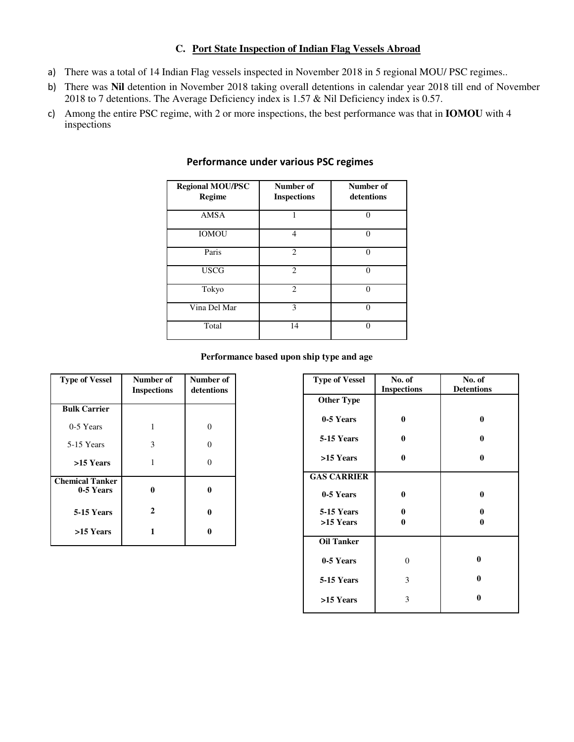## C. Port State Inspection of Indian Flag Vessels Abroad

a) There was a total of 14 Indian Flag vessels inspected in November 2018 in 5 regional MOU/ PSC regimes..

b) There was **Nil** detention in November 2018 taking overall detentions in calendar year 2018 till end of November 2018 to 7 detentions. The Average Deficiency index is 1.57 & Nil Deficiency index is 0.57.

c) Among the entire PSC regime, with 2 or more inspections, the best performance was that in **IOMOU** with 4 inspections

### Performance under various PSC regimes

| Regional MOU/PSC Regime | Number of Inspections | Number of detentions |
|---|---|---|
| AMSA | 1 | 0 |
| IOMOU | 4 | 0 |
| Paris | 2 | 0 |
| USCG | 2 | 0 |
| Tokyo | 2 | 0 |
| Vina Del Mar | 3 | 0 |
| Total | 14 | 0 |

**Performance based upon ship type and age**

| Type of Vessel | Number of Inspections | Number of detentions |
|---|---|---|
| **Bulk Carrier** | | |
| 0-5 Years | 1 | 0 |
| 5-15 Years | 3 | 0 |
| **>15 Years** | 1 | 0 |
| **Chemical Tanker** | | |
| **0-5 Years** | **0** | **0** |
| **5-15 Years** | **2** | **0** |
| **>15 Years** | **1** | **0** |

| Type of Vessel | No. of Inspections | No. of Detentions |
|---|---|---|
| **Other Type** | | |
| **0-5 Years** | **0** | **0** |
| **5-15 Years** | **0** | **0** |
| **>15 Years** | **0** | **0** |
| **GAS CARRIER** | | |
| **0-5 Years** | **0** | **0** |
| **5-15 Years** | **0** | **0** |
| **>15 Years** | **0** | **0** |
| **Oil Tanker** | | |
| **0-5 Years** | 0 | **0** |
| **5-15 Years** | 3 | **0** |
| **>15 Years** | 3 | **0** |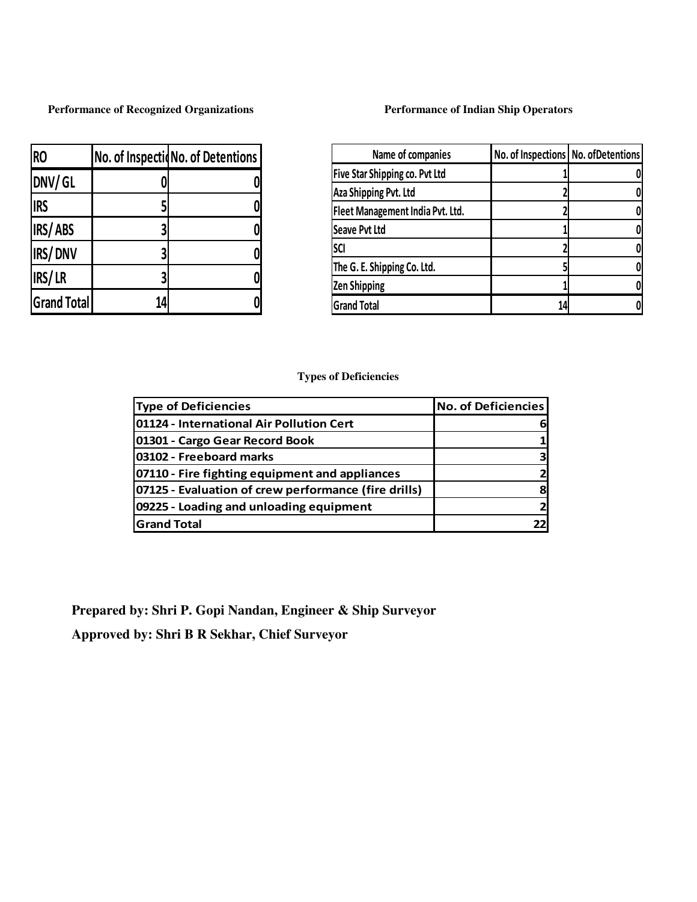**Performance of Recognized Organizations**

| RO | No. of Inspectio | No. of Detentions |
|---|---|---|
| DNV/GL | 0 | 0 |
| IRS | 5 | 0 |
| IRS/ABS | 3 | 0 |
| IRS/DNV | 3 | 0 |
| IRS/LR | 3 | 0 |
| Grand Total | 14 | 0 |

**Performance of Indian Ship Operators**

| Name of companies | No. of Inspections | No. ofDetentions |
|---|---|---|
| Five Star Shipping co. Pvt Ltd | 1 | 0 |
| Aza Shipping Pvt. Ltd | 2 | 0 |
| Fleet Management India Pvt. Ltd. | 2 | 0 |
| Seave Pvt Ltd | 1 | 0 |
| SCI | 2 | 0 |
| The G. E. Shipping Co. Ltd. | 5 | 0 |
| Zen Shipping | 1 | 0 |
| Grand Total | 14 | 0 |

**Types of Deficiencies**

| Type of Deficiencies | No. of Deficiencies |
|---|---|
| 01124 - International Air Pollution Cert | 6 |
| 01301 - Cargo Gear Record Book | 1 |
| 03102 - Freeboard marks | 3 |
| 07110 - Fire fighting equipment and appliances | 2 |
| 07125 - Evaluation of crew performance (fire drills) | 8 |
| 09225 - Loading and unloading equipment | 2 |
| Grand Total | 22 |

**Prepared by: Shri P. Gopi Nandan, Engineer & Ship Surveyor**

**Approved by: Shri B R Sekhar, Chief Surveyor**